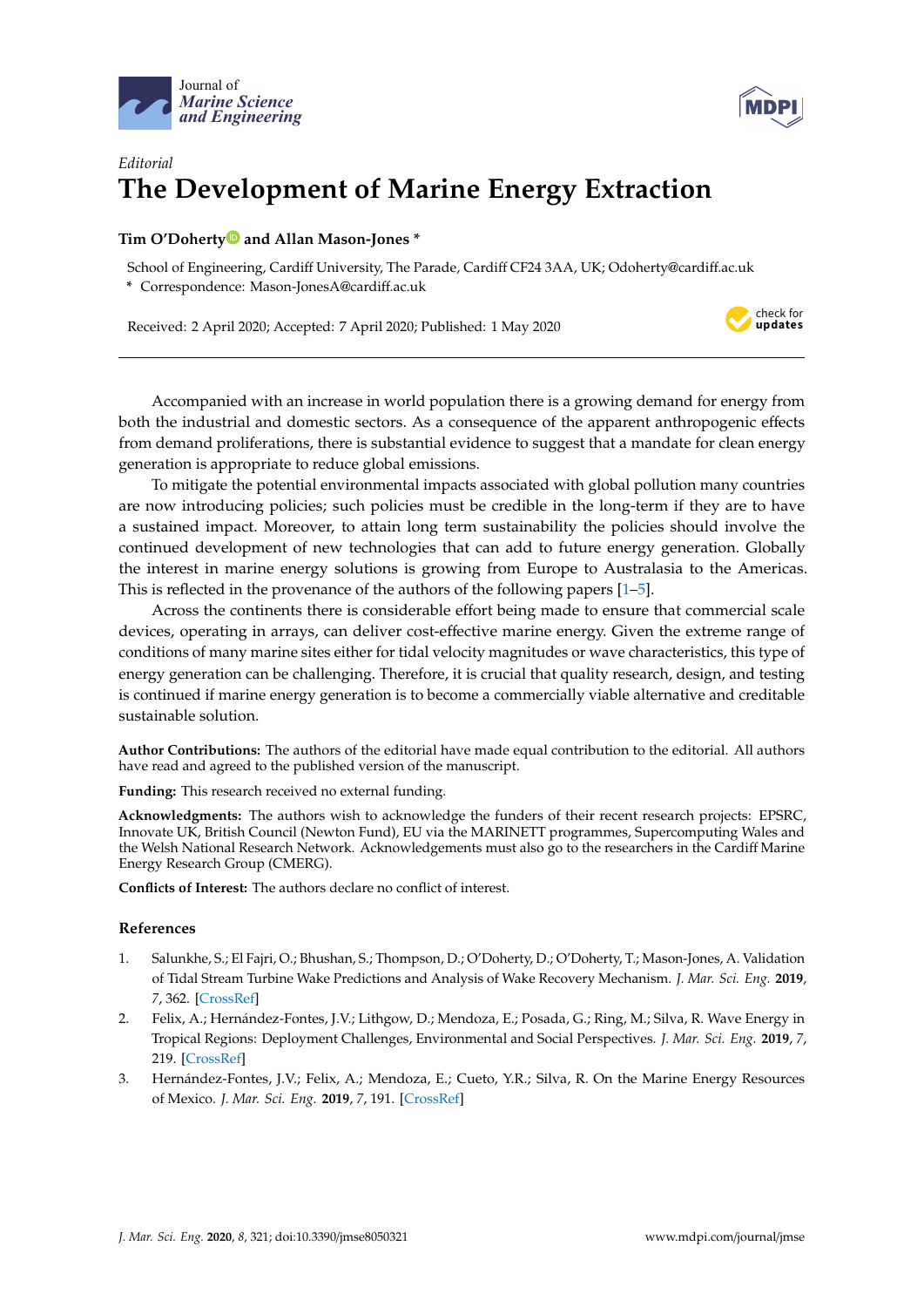*Editorial*

# The Development of Marine Energy Extraction

**Tim O'Doherty and Allan Mason-Jones ***

School of Engineering, Cardiff University, The Parade, Cardiff CF24 3AA, UK; Odoherty@cardiff.ac.uk

* Correspondence: Mason-JonesA@cardiff.ac.uk

Received: 2 April 2020; Accepted: 7 April 2020; Published: 1 May 2020

Accompanied with an increase in world population there is a growing demand for energy from both the industrial and domestic sectors. As a consequence of the apparent anthropogenic effects from demand proliferations, there is substantial evidence to suggest that a mandate for clean energy generation is appropriate to reduce global emissions.

To mitigate the potential environmental impacts associated with global pollution many countries are now introducing policies; such policies must be credible in the long-term if they are to have a sustained impact. Moreover, to attain long term sustainability the policies should involve the continued development of new technologies that can add to future energy generation. Globally the interest in marine energy solutions is growing from Europe to Australasia to the Americas. This is reflected in the provenance of the authors of the following papers [1–5].

Across the continents there is considerable effort being made to ensure that commercial scale devices, operating in arrays, can deliver cost-effective marine energy. Given the extreme range of conditions of many marine sites either for tidal velocity magnitudes or wave characteristics, this type of energy generation can be challenging. Therefore, it is crucial that quality research, design, and testing is continued if marine energy generation is to become a commercially viable alternative and creditable sustainable solution.

**Author Contributions:** The authors of the editorial have made equal contribution to the editorial. All authors have read and agreed to the published version of the manuscript.

**Funding:** This research received no external funding.

**Acknowledgments:** The authors wish to acknowledge the funders of their recent research projects: EPSRC, Innovate UK, British Council (Newton Fund), EU via the MARINETT programmes, Supercomputing Wales and the Welsh National Research Network. Acknowledgements must also go to the researchers in the Cardiff Marine Energy Research Group (CMERG).

**Conflicts of Interest:** The authors declare no conflict of interest.

## References

1. Salunkhe, S.; El Fajri, O.; Bhushan, S.; Thompson, D.; O'Doherty, D.; O'Doherty, T.; Mason-Jones, A. Validation of Tidal Stream Turbine Wake Predictions and Analysis of Wake Recovery Mechanism. *J. Mar. Sci. Eng.* **2019**, *7*, 362. [CrossRef]
2. Felix, A.; Hernández-Fontes, J.V.; Lithgow, D.; Mendoza, E.; Posada, G.; Ring, M.; Silva, R. Wave Energy in Tropical Regions: Deployment Challenges, Environmental and Social Perspectives. *J. Mar. Sci. Eng.* **2019**, *7*, 219. [CrossRef]
3. Hernández-Fontes, J.V.; Felix, A.; Mendoza, E.; Cueto, Y.R.; Silva, R. On the Marine Energy Resources of Mexico. *J. Mar. Sci. Eng.* **2019**, *7*, 191. [CrossRef]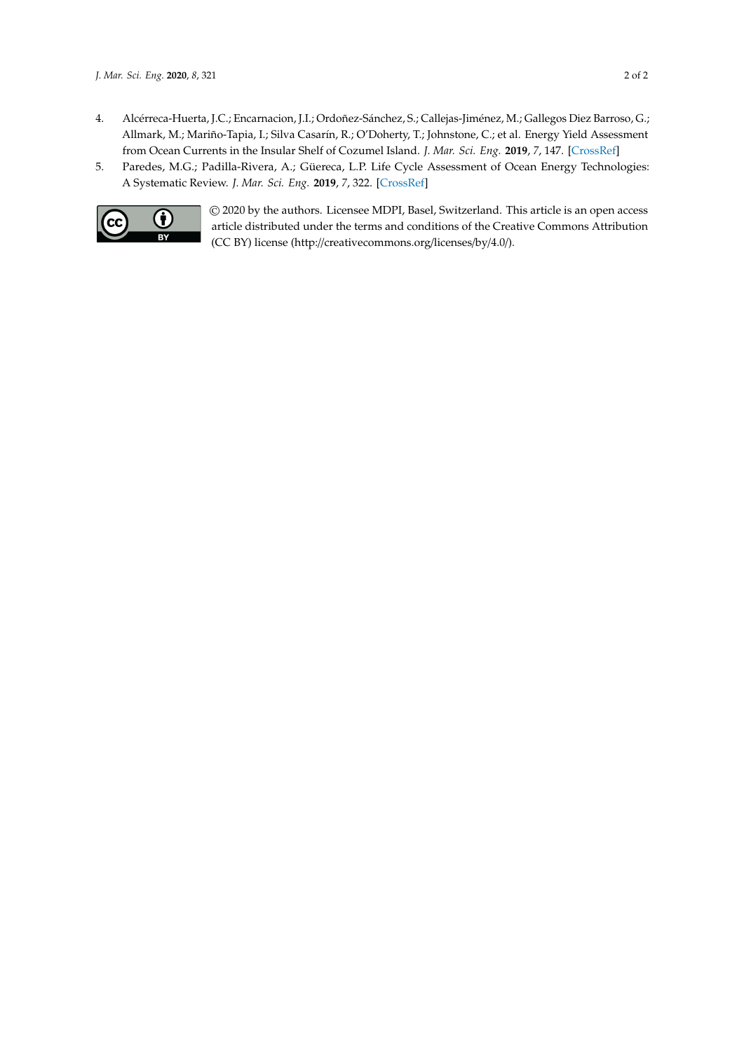4. Alcérreca-Huerta, J.C.; Encarnacion, J.I.; Ordoñez-Sánchez, S.; Callejas-Jiménez, M.; Gallegos Diez Barroso, G.; Allmark, M.; Mariño-Tapia, I.; Silva Casarín, R.; O'Doherty, T.; Johnstone, C.; et al. Energy Yield Assessment from Ocean Currents in the Insular Shelf of Cozumel Island. *J. Mar. Sci. Eng.* **2019**, *7*, 147. [CrossRef]
5. Paredes, M.G.; Padilla-Rivera, A.; Güereca, L.P. Life Cycle Assessment of Ocean Energy Technologies: A Systematic Review. *J. Mar. Sci. Eng.* **2019**, *7*, 322. [CrossRef]

© 2020 by the authors. Licensee MDPI, Basel, Switzerland. This article is an open access article distributed under the terms and conditions of the Creative Commons Attribution (CC BY) license (http://creativecommons.org/licenses/by/4.0/).